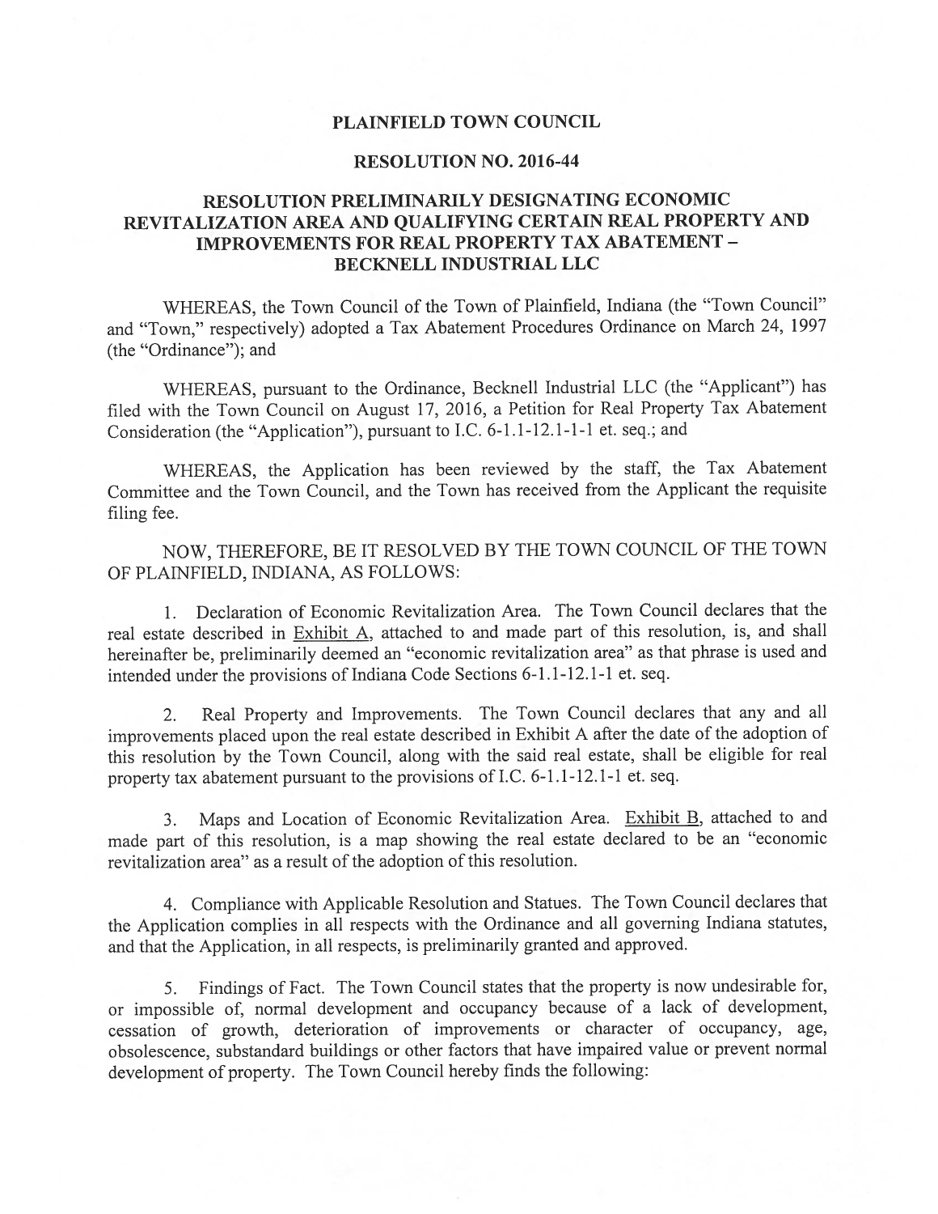# PLAINFIELD TOWN COUNCIL

## RESOLUTION NO. 2016-44

## RESOLUTION PRELIMINARILY DESIGNATING ECONOMIC REVITALIZATION AREA AND QUALIFYING CERTAIN REAL PROPERTY AND IMPROVEMENTS FOR REAL PROPERTY TAX ABATEMENT – BECKNELL INDUSTRIAL LLC

WHEREAS, the Town Council of the Town of Plainfield, Indiana (the "Town Council" and "Town," respectively) adopted a Tax Abatement Procedures Ordinance on March 24, 1997 (the "Ordinance"); and

WHEREAS, pursuant to the Ordinance, Becknell Industrial LLC (the "Applicant") has filed with the Town Council on August 17, 2016, a Petition for Real Property Tax Abatement Consideration (the "Application"), pursuant to I.C. 6-1.1-12.1-1-1 et. seq.; and

WHEREAS, the Application has been reviewed by the staff, the Tax Abatement Committee and the Town Council, and the Town has received from the Applicant the requisite filing fee.

NOW, THEREFORE, BE IT RESOLVED BY THE TOWN COUNCIL OF THE TOWN OF PLAINFIELD, INDIANA, AS FOLLOWS:

1. Declaration of Economic Revitalization Area. The Town Council declares that the real estate described in Exhibit A, attached to and made part of this resolution, is, and shall hereinafter be, preliminarily deemed an "economic revitalization area" as that phrase is used and intended under the provisions of Indiana Code Sections 6-1.1-12.1-1 et. seq.

2. Real Property and Improvements. The Town Council declares that any and all improvements placed upon the real estate described in Exhibit A after the date of the adoption of this resolution by the Town Council, along with the said real estate, shall be eligible for real property tax abatement pursuant to the provisions of I.C. 6-1.1-12.1-1 et. seq.

3. Maps and Location of Economic Revitalization Area. Exhibit B, attached to and made part of this resolution, is a map showing the real estate declared to be an "economic revitalization area" as a result of the adoption of this resolution.

4. Compliance with Applicable Resolution and Statues. The Town Council declares that the Application complies in all respects with the Ordinance and all governing Indiana statutes, and that the Application, in all respects, is preliminarily granted and approved.

5. Findings of Fact. The Town Council states that the property is now undesirable for, or impossible of, normal development and occupancy because of a lack of development, cessation of growth, deterioration of improvements or character of occupancy, age, obsolescence, substandard buildings or other factors that have impaired value or prevent normal development of property. The Town Council hereby finds the following: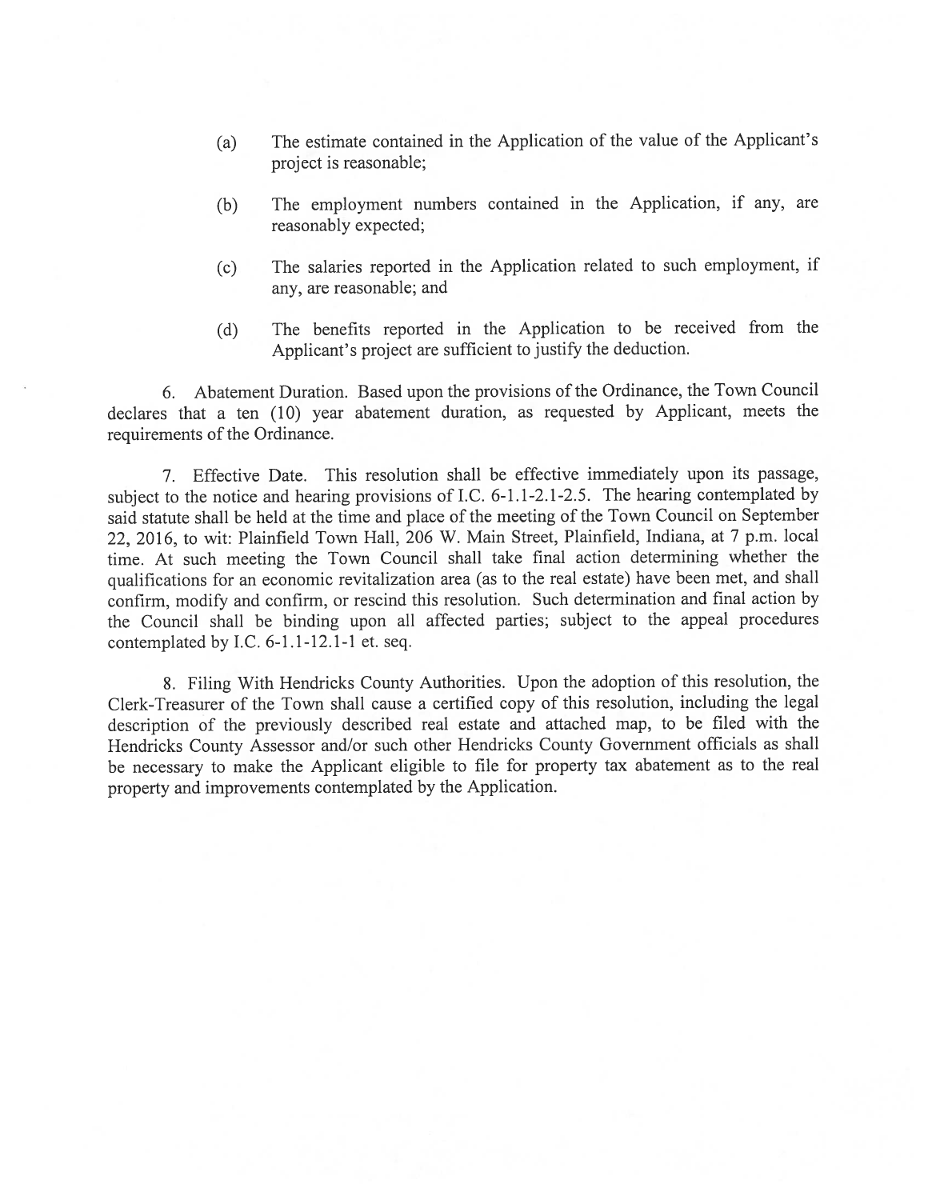(a) The estimate contained in the Application of the value of the Applicant's project is reasonable;

(b) The employment numbers contained in the Application, if any, are reasonably expected;

(c) The salaries reported in the Application related to such employment, if any, are reasonable; and

(d) The benefits reported in the Application to be received from the Applicant's project are sufficient to justify the deduction.

6. Abatement Duration. Based upon the provisions of the Ordinance, the Town Council declares that a ten (10) year abatement duration, as requested by Applicant, meets the requirements of the Ordinance.

7. Effective Date. This resolution shall be effective immediately upon its passage, subject to the notice and hearing provisions of I.C. 6-1.1-2.1-2.5. The hearing contemplated by said statute shall be held at the time and place of the meeting of the Town Council on September 22, 2016, to wit: Plainfield Town Hall, 206 W. Main Street, Plainfield, Indiana, at 7 p.m. local time. At such meeting the Town Council shall take final action determining whether the qualifications for an economic revitalization area (as to the real estate) have been met, and shall confirm, modify and confirm, or rescind this resolution. Such determination and final action by the Council shall be binding upon all affected parties; subject to the appeal procedures contemplated by I.C. 6-1.1-12.1-1 et. seq.

8. Filing With Hendricks County Authorities. Upon the adoption of this resolution, the Clerk-Treasurer of the Town shall cause a certified copy of this resolution, including the legal description of the previously described real estate and attached map, to be filed with the Hendricks County Assessor and/or such other Hendricks County Government officials as shall be necessary to make the Applicant eligible to file for property tax abatement as to the real property and improvements contemplated by the Application.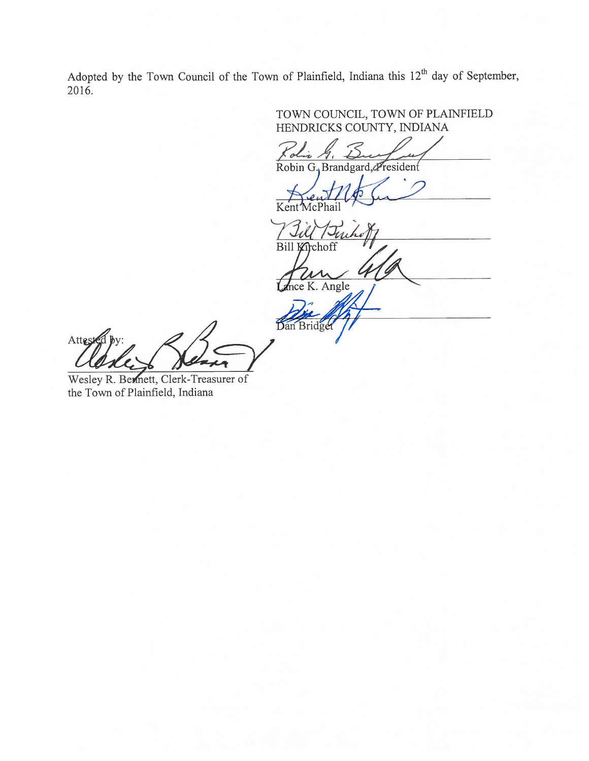Adopted by the Town Council of the Town of Plainfield, Indiana this 12th day of September, 2016.

TOWN COUNCIL, TOWN OF PLAINFIELD
HENDRICKS COUNTY, INDIANA

Robin G. Brandgard, President

Kent McPhail

Bill Kirchoff

Lance K. Angle

Dan Bridget

Attested by:

Wesley R. Bennett, Clerk-Treasurer of the Town of Plainfield, Indiana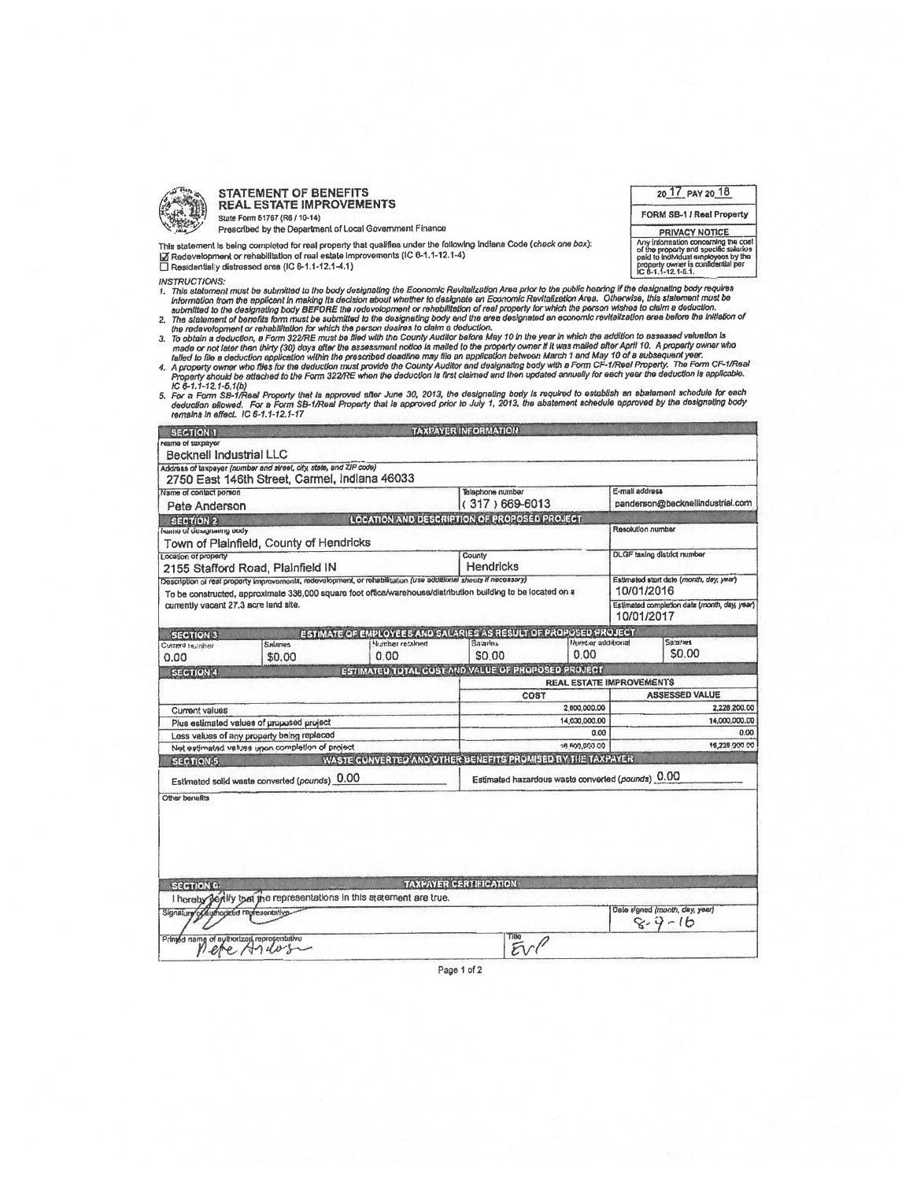# STATEMENT OF BENEFITS
## REAL ESTATE IMPROVEMENTS

State Form 51767 (R6 / 10-14)
Prescribed by the Department of Local Government Finance

20 17 PAY 20 18

**FORM SB-1 / Real Property**

**PRIVACY NOTICE**
Any information concerning the cost of the property and specific salaries paid to individual employees by the property owner is confidential per IC 6-1.1-12.1-5.1.

This statement is being completed for real property that qualifies under the following Indiana Code (*check one box*):

☑ Redevelopment or rehabilitation of real estate improvements (IC 6-1.1-12.1-4)
☐ Residentially distressed area (IC 6-1.1-12.1-4.1)

*INSTRUCTIONS:*

1. *This statement must be submitted to the body designating the Economic Revitalization Area prior to the public hearing if the designating body requires information from the applicant in making its decision about whether to designate an Economic Revitalization Area. Otherwise, this statement must be submitted to the designating body BEFORE the redevelopment or rehabilitation of real property for which the person wishes to claim a deduction.*
2. *The statement of benefits form must be submitted to the designating body and the area designated an economic revitalization area before the initiation of the redevelopment or rehabilitation for which the person desires to claim a deduction.*
3. *To obtain a deduction, a Form 322/RE must be filed with the County Auditor before May 10 in the year in which the addition to assessed valuation is made or not later than thirty (30) days after the assessment notice is mailed to the property owner if it was mailed after April 10. A property owner who failed to file a deduction application within the prescribed deadline may file an application between March 1 and May 10 of a subsequent year.*
4. *A property owner who files for the deduction must provide the County Auditor and designating body with a Form CF-1/Real Property. The Form CF-1/Real Property should be attached to the Form 322/RE when the deduction is first claimed and then updated annually for each year the deduction is applicable. IC 6-1.1-12.1-5.1(b)*
5. *For a Form SB-1/Real Property that is approved after June 30, 2013, the designating body is required to establish an abatement schedule for each deduction allowed. For a Form SB-1/Real Property that is approved prior to July 1, 2013, the abatement schedule approved by the designating body remains in effect. IC 6-1.1-12.1-17*

### SECTION 1 — TAXPAYER INFORMATION

| | | |
|---|---|---|
| Name of taxpayer: Becknell Industrial LLC | | |
| Address of taxpayer (number and street, city, state, and ZIP code): 2750 East 146th Street, Carmel, Indiana 46033 | | |
| Name of contact person: Pete Anderson | Telephone number: (317) 669-6013 | E-mail address: panderson@becknellindustrial.com |

### SECTION 2 — LOCATION AND DESCRIPTION OF PROPOSED PROJECT

| | | |
|---|---|---|
| Name of designating body: Town of Plainfield, County of Hendricks | | Resolution number: |
| Location of property: 2155 Stafford Road, Plainfield IN | County: Hendricks | DLGF taxing district number: |
| Description of real property improvements, redevelopment, or rehabilitation (use additional sheets if necessary): To be constructed, approximate 336,000 square foot office/warehouse/distribution building to be located on a currently vacant 27.3 acre land site. | | Estimated start date (month, day, year): 10/01/2016 |
| | | Estimated completion date (month, day, year): 10/01/2017 |

### SECTION 3 — ESTIMATE OF EMPLOYEES AND SALARIES AS RESULT OF PROPOSED PROJECT

| Current number | Salaries | Number retained | Salaries | Number additional | Salaries |
|---|---|---|---|---|---|
| 0.00 | $0.00 | 0.00 | $0.00 | 0.00 | $0.00 |

### SECTION 4 — ESTIMATED TOTAL COST AND VALUE OF PROPOSED PROJECT

| | REAL ESTATE IMPROVEMENTS | |
|---|---|---|
| | COST | ASSESSED VALUE |
| Current values | 2,600,000.00 | 2,228,200.00 |
| Plus estimated values of proposed project | 14,000,000.00 | 14,000,000.00 |
| Less values of any property being replaced | 0.00 | 0.00 |
| Net estimated values upon completion of project | 16,600,000.00 | 16,228,000.00 |

### SECTION 5 — WASTE CONVERTED AND OTHER BENEFITS PROMISED BY THE TAXPAYER

Estimated solid waste converted (*pounds*) 0.00

Estimated hazardous waste converted (*pounds*) 0.00

Other benefits

### SECTION 6 — TAXPAYER CERTIFICATION

I hereby certify that the representations in this statement are true.

| | |
|---|---|
| Signature of authorized representative: [signature] | Date signed (month, day, year): 8-9-16 |
| Printed name of authorized representative: Pete Anderson | Title: EVP |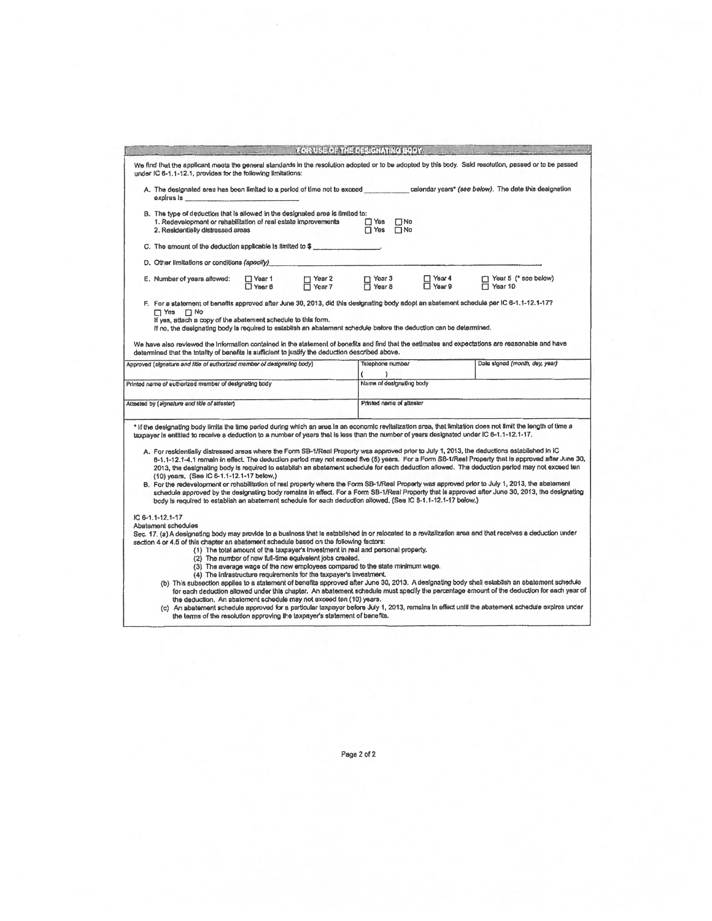## FOR USE OF THE DESIGNATING BODY

We find that the applicant meets the general standards in the resolution adopted or to be adopted by this body. Said resolution, passed or to be passed under IC 6-1.1-12.1, provides for the following limitations:

A. The designated area has been limited to a period of time not to exceed ____________ calendar years* *(see below)*. The date this designation expires is ______________________________

B. The type of deduction that is allowed in the designated area is limited to:
   1. Redevelopment or rehabilitation of real estate improvements ☐ Yes ☐ No
   2. Residentially distressed areas ☐ Yes ☐ No

C. The amount of the deduction applicable is limited to $ __________________.

D. Other limitations or conditions *(specify)* ________________________________________________

E. Number of years allowed: ☐ Year 1 ☐ Year 2 ☐ Year 3 ☐ Year 4 ☐ Year 5 (* see below) ☐ Year 6 ☐ Year 7 ☐ Year 8 ☐ Year 9 ☐ Year 10

F. For a statement of benefits approved after June 30, 2013, did this designating body adopt an abatement schedule per IC 6-1.1-12.1-17?
   ☐ Yes ☐ No
   If yes, attach a copy of the abatement schedule to this form.
   If no, the designating body is required to establish an abatement schedule before the deduction can be determined.

We have also reviewed the information contained in the statement of benefits and find that the estimates and expectations are reasonable and have determined that the totality of benefits is sufficient to justify the deduction described above.

| Approved *(signature and title of authorized member of designating body)* | Telephone number ( ) | Date signed *(month, day, year)* |
|---|---|---|
| Printed name of authorized member of designating body | Name of designating body | |
| Attested by *(signature and title of attester)* | Printed name of attester | |

\* If the designating body limits the time period during which an area is an economic revitalization area, that limitation does not limit the length of time a taxpayer is entitled to receive a deduction to a number of years that is less than the number of years designated under IC 6-1.1-12.1-17.

A. For residentially distressed areas where the Form SB-1/Real Property was approved prior to July 1, 2013, the deductions established in IC 6-1.1-12.1-4.1 remain in effect. The deduction period may not exceed five (5) years. For a Form SB-1/Real Property that is approved after June 30, 2013, the designating body is required to establish an abatement schedule for each deduction allowed. The deduction period may not exceed ten (10) years. (See IC 6-1.1-12.1-17 below.)

B. For the redevelopment or rehabilitation of real property where the Form SB-1/Real Property was approved prior to July 1, 2013, the abatement schedule approved by the designating body remains in effect. For a Form SB-1/Real Property that is approved after June 30, 2013, the designating body is required to establish an abatement schedule for each deduction allowed. (See IC 6-1.1-12.1-17 below.)

IC 6-1.1-12.1-17
Abatement schedules
Sec. 17. (a) A designating body may provide to a business that is established in or relocated to a revitalization area and that receives a deduction under section 4 or 4.5 of this chapter an abatement schedule based on the following factors:
   (1) The total amount of the taxpayer's investment in real and personal property.
   (2) The number of new full-time equivalent jobs created.
   (3) The average wage of the new employees compared to the state minimum wage.
   (4) The infrastructure requirements for the taxpayer's investment.

(b) This subsection applies to a statement of benefits approved after June 30, 2013. A designating body shall establish an abatement schedule for each deduction allowed under this chapter. An abatement schedule must specify the percentage amount of the deduction for each year of the deduction. An abatement schedule may not exceed ten (10) years.

(c) An abatement schedule approved for a particular taxpayer before July 1, 2013, remains in effect until the abatement schedule expires under the terms of the resolution approving the taxpayer's statement of benefits.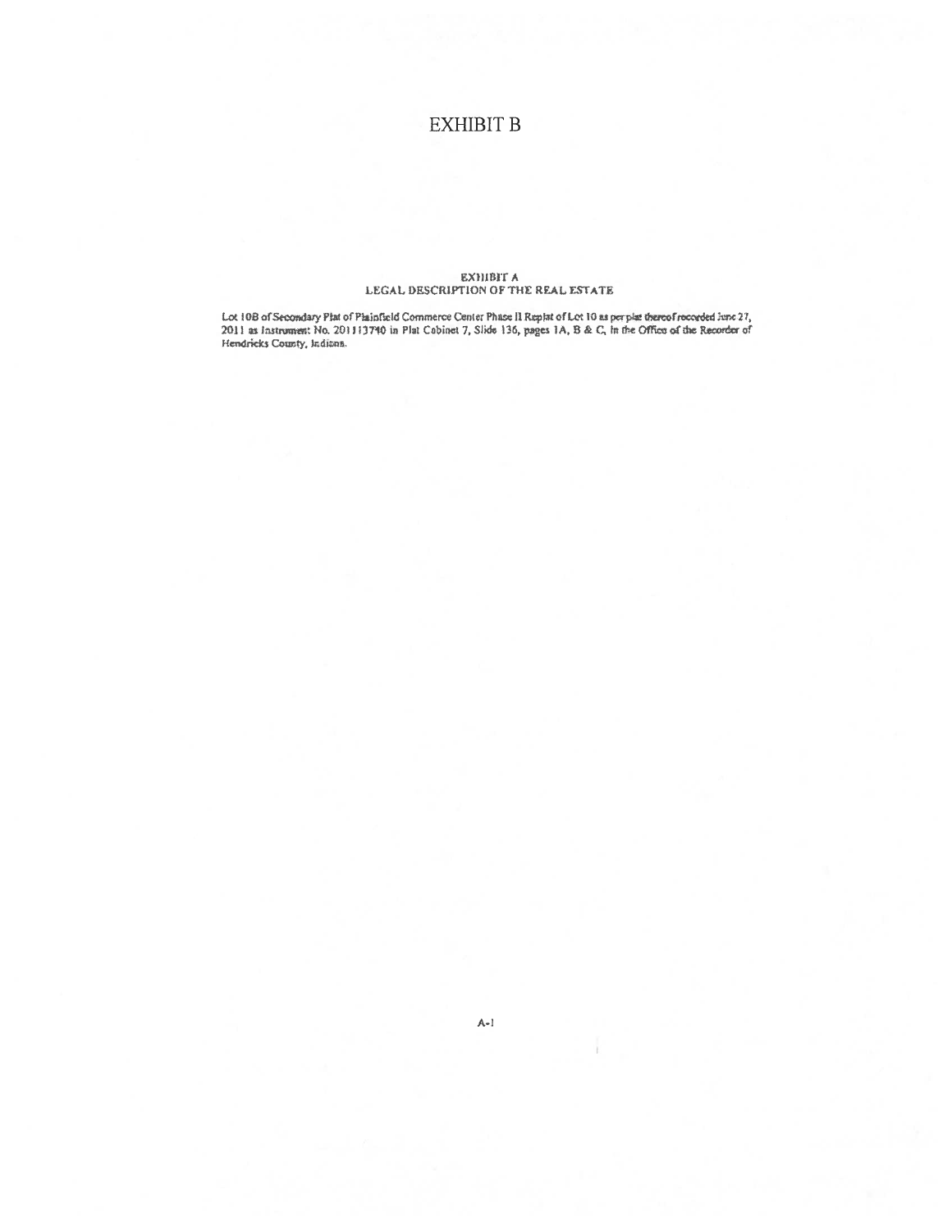# EXHIBIT B

## EXHIBIT A
## LEGAL DESCRIPTION OF THE REAL ESTATE

Lot 10B of Secondary Plat of Plainfield Commerce Center Phase II Replat of Lot 10 as per plat thereof recorded June 27, 2011 as Instrument No. 201113740 in Plat Cabinet 7, Slide 136, pages 1A, B & C, in the Office of the Recorder of Hendricks County, Indiana.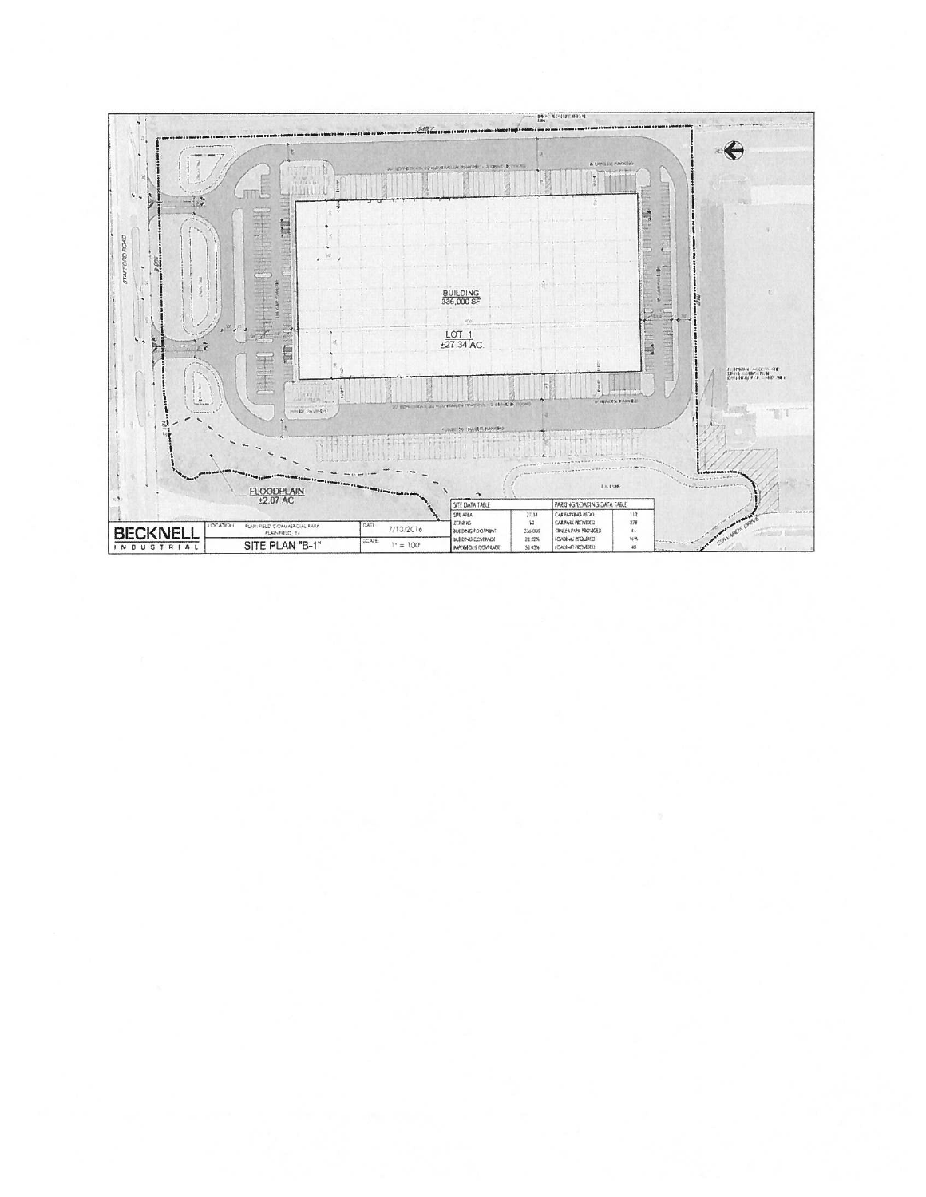BUILDING
336,000 SF

LOT 1
±27.34 AC.

FLOODPLAIN
±2.07 AC

STAFFORD ROAD

EDWARDS DRIVE

| SITE DATA TABLE | | PARKING/LOADING DATA TABLE | |
|---|---|---|---|
| SITE AREA | 27.34 | CAR PARKING REQ'D | 112 |
| ZONING | I2 | CAR PARK PROVIDED | 279 |
| BUILDING FOOTPRINT | 336,000 | TRAILER PARK PROVIDED | 44 |
| BUILDING COVERAGE | 28.22% | LOADING REQUIRED | N/A |
| IMPERVIOUS COVERAGE | 58.43% | LOADING PROVIDED | 45 |

BECKNELL INDUSTRIAL

LOCATION: PLAINFIELD COMMERCIAL PARK PLAINFIELD, IN

SITE PLAN "B-1"

DATE: 7/13/2016

SCALE: 1" = 100'